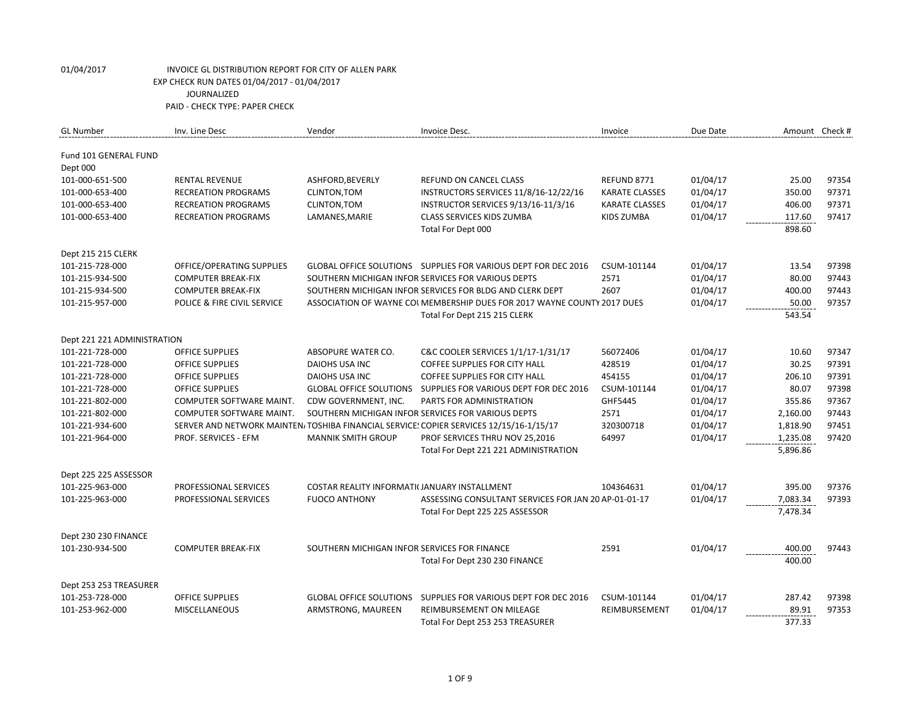01/04/2017 INVOICE GL DISTRIBUTION REPORT FOR CITY OF ALLEN PARK
EXP CHECK RUN DATES 01/04/2017 - 01/04/2017
JOURNALIZED
PAID - CHECK TYPE: PAPER CHECK

| GL Number | Inv. Line Desc | Vendor | Invoice Desc. | Invoice | Due Date | Amount | Check # |
|---|---|---|---|---|---|---|---|
| Fund 101 GENERAL FUND | | | | | | | |
| Dept 000 | | | | | | | |
| 101-000-651-500 | RENTAL REVENUE | ASHFORD,BEVERLY | REFUND ON CANCEL CLASS | REFUND 8771 | 01/04/17 | 25.00 | 97354 |
| 101-000-653-400 | RECREATION PROGRAMS | CLINTON,TOM | INSTRUCTORS SERVICES 11/8/16-12/22/16 | KARATE CLASSES | 01/04/17 | 350.00 | 97371 |
| 101-000-653-400 | RECREATION PROGRAMS | CLINTON,TOM | INSTRUCTOR SERVICES 9/13/16-11/3/16 | KARATE CLASSES | 01/04/17 | 406.00 | 97371 |
| 101-000-653-400 | RECREATION PROGRAMS | LAMANES,MARIE | CLASS SERVICES KIDS ZUMBA | KIDS ZUMBA | 01/04/17 | 117.60 | 97417 |
| | | | Total For Dept 000 | | | 898.60 | |
| Dept 215 215 CLERK | | | | | | | |
| 101-215-728-000 | OFFICE/OPERATING SUPPLIES | GLOBAL OFFICE SOLUTIONS | SUPPLIES FOR VARIOUS DEPT FOR DEC 2016 | CSUM-101144 | 01/04/17 | 13.54 | 97398 |
| 101-215-934-500 | COMPUTER BREAK-FIX | SOUTHERN MICHIGAN INFOR | SERVICES FOR VARIOUS DEPTS | 2571 | 01/04/17 | 80.00 | 97443 |
| 101-215-934-500 | COMPUTER BREAK-FIX | SOUTHERN MICHIGAN INFOR | SERVICES FOR BLDG AND CLERK DEPT | 2607 | 01/04/17 | 400.00 | 97443 |
| 101-215-957-000 | POLICE & FIRE CIVIL SERVICE | ASSOCIATION OF WAYNE COI | MEMBERSHIP DUES FOR 2017 WAYNE COUNTY | 2017 DUES | 01/04/17 | 50.00 | 97357 |
| | | | Total For Dept 215 215 CLERK | | | 543.54 | |
| Dept 221 221 ADMINISTRATION | | | | | | | |
| 101-221-728-000 | OFFICE SUPPLIES | ABSOPURE WATER CO. | C&C COOLER SERVICES 1/1/17-1/31/17 | 56072406 | 01/04/17 | 10.60 | 97347 |
| 101-221-728-000 | OFFICE SUPPLIES | DAIOHS USA INC | COFFEE SUPPLIES FOR CITY HALL | 428519 | 01/04/17 | 30.25 | 97391 |
| 101-221-728-000 | OFFICE SUPPLIES | DAIOHS USA INC | COFFEE SUPPLIES FOR CITY HALL | 454155 | 01/04/17 | 206.10 | 97391 |
| 101-221-728-000 | OFFICE SUPPLIES | GLOBAL OFFICE SOLUTIONS | SUPPLIES FOR VARIOUS DEPT FOR DEC 2016 | CSUM-101144 | 01/04/17 | 80.07 | 97398 |
| 101-221-802-000 | COMPUTER SOFTWARE MAINT. | CDW GOVERNMENT, INC. | PARTS FOR ADMINISTRATION | GHF5445 | 01/04/17 | 355.86 | 97367 |
| 101-221-802-000 | COMPUTER SOFTWARE MAINT. | SOUTHERN MICHIGAN INFOR | SERVICES FOR VARIOUS DEPTS | 2571 | 01/04/17 | 2,160.00 | 97443 |
| 101-221-934-600 | SERVER AND NETWORK MAINTEN/ | TOSHIBA FINANCIAL SERVICE! | COPIER SERVICES 12/15/16-1/15/17 | 320300718 | 01/04/17 | 1,818.90 | 97451 |
| 101-221-964-000 | PROF. SERVICES - EFM | MANNIK SMITH GROUP | PROF SERVICES THRU NOV 25,2016 | 64997 | 01/04/17 | 1,235.08 | 97420 |
| | | | Total For Dept 221 221 ADMINISTRATION | | | 5,896.86 | |
| Dept 225 225 ASSESSOR | | | | | | | |
| 101-225-963-000 | PROFESSIONAL SERVICES | COSTAR REALITY INFORMATI( | JANUARY INSTALLMENT | 104364631 | 01/04/17 | 395.00 | 97376 |
| 101-225-963-000 | PROFESSIONAL SERVICES | FUOCO ANTHONY | ASSESSING CONSULTANT SERVICES FOR JAN 20 | AP-01-01-17 | 01/04/17 | 7,083.34 | 97393 |
| | | | Total For Dept 225 225 ASSESSOR | | | 7,478.34 | |
| Dept 230 230 FINANCE | | | | | | | |
| 101-230-934-500 | COMPUTER BREAK-FIX | SOUTHERN MICHIGAN INFOR | SERVICES FOR FINANCE | 2591 | 01/04/17 | 400.00 | 97443 |
| | | | Total For Dept 230 230 FINANCE | | | 400.00 | |
| Dept 253 253 TREASURER | | | | | | | |
| 101-253-728-000 | OFFICE SUPPLIES | GLOBAL OFFICE SOLUTIONS | SUPPLIES FOR VARIOUS DEPT FOR DEC 2016 | CSUM-101144 | 01/04/17 | 287.42 | 97398 |
| 101-253-962-000 | MISCELLANEOUS | ARMSTRONG, MAUREEN | REIMBURSEMENT ON MILEAGE | REIMBURSEMENT | 01/04/17 | 89.91 | 97353 |
| | | | Total For Dept 253 253 TREASURER | | | 377.33 | |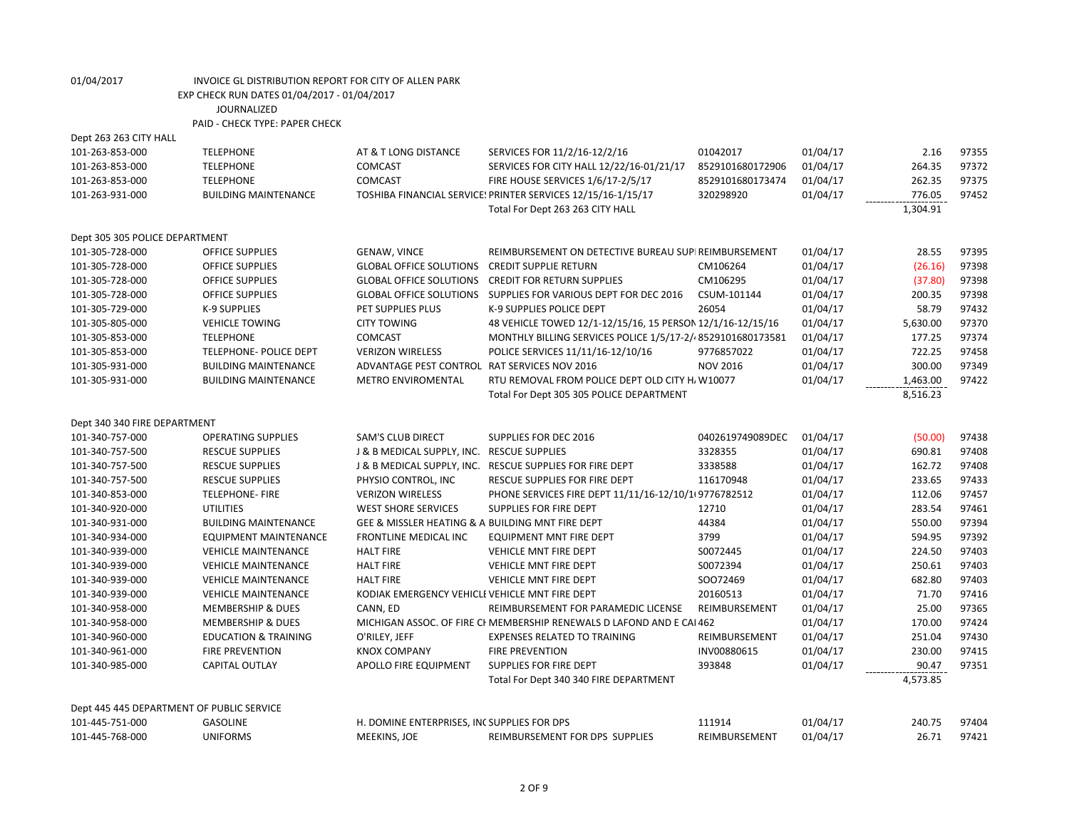01/04/2017 INVOICE GL DISTRIBUTION REPORT FOR CITY OF ALLEN PARK

EXP CHECK RUN DATES 01/04/2017 - 01/04/2017

JOURNALIZED

PAID - CHECK TYPE: PAPER CHECK

| GL Number | Description | Vendor | Invoice Description | Invoice | Date | Amount | Check |
|---|---|---|---|---|---|---|---|
| Dept 263 263 CITY HALL | | | | | | | |
| 101-263-853-000 | TELEPHONE | AT & T LONG DISTANCE | SERVICES FOR 11/2/16-12/2/16 | 01042017 | 01/04/17 | 2.16 | 97355 |
| 101-263-853-000 | TELEPHONE | COMCAST | SERVICES FOR CITY HALL 12/22/16-01/21/17 | 8529101680172906 | 01/04/17 | 264.35 | 97372 |
| 101-263-853-000 | TELEPHONE | COMCAST | FIRE HOUSE SERVICES 1/6/17-2/5/17 | 8529101680173474 | 01/04/17 | 262.35 | 97375 |
| 101-263-931-000 | BUILDING MAINTENANCE | TOSHIBA FINANCIAL SERVICE! | PRINTER SERVICES 12/15/16-1/15/17 | 320298920 | 01/04/17 | 776.05 | 97452 |
| | | | Total For Dept 263 263 CITY HALL | | | 1,304.91 | |
| Dept 305 305 POLICE DEPARTMENT | | | | | | | |
| 101-305-728-000 | OFFICE SUPPLIES | GENAW, VINCE | REIMBURSEMENT ON DETECTIVE BUREAU SUP | REIMBURSEMENT | 01/04/17 | 28.55 | 97395 |
| 101-305-728-000 | OFFICE SUPPLIES | GLOBAL OFFICE SOLUTIONS | CREDIT SUPPLIE RETURN | CM106264 | 01/04/17 | (26.16) | 97398 |
| 101-305-728-000 | OFFICE SUPPLIES | GLOBAL OFFICE SOLUTIONS | CREDIT FOR RETURN SUPPLIES | CM106295 | 01/04/17 | (37.80) | 97398 |
| 101-305-728-000 | OFFICE SUPPLIES | GLOBAL OFFICE SOLUTIONS | SUPPLIES FOR VARIOUS DEPT FOR DEC 2016 | CSUM-101144 | 01/04/17 | 200.35 | 97398 |
| 101-305-729-000 | K-9 SUPPLIES | PET SUPPLIES PLUS | K-9 SUPPLIES POLICE DEPT | 26054 | 01/04/17 | 58.79 | 97432 |
| 101-305-805-000 | VEHICLE TOWING | CITY TOWING | 48 VEHICLE TOWED 12/1-12/15/16, 15 PERSON | 12/1/16-12/15/16 | 01/04/17 | 5,630.00 | 97370 |
| 101-305-853-000 | TELEPHONE | COMCAST | MONTHLY BILLING SERVICES POLICE 1/5/17-2/ | 8529101680173581 | 01/04/17 | 177.25 | 97374 |
| 101-305-853-000 | TELEPHONE- POLICE DEPT | VERIZON WIRELESS | POLICE SERVICES 11/11/16-12/10/16 | 9776857022 | 01/04/17 | 722.25 | 97458 |
| 101-305-931-000 | BUILDING MAINTENANCE | ADVANTAGE PEST CONTROL | RAT SERVICES NOV 2016 | NOV 2016 | 01/04/17 | 300.00 | 97349 |
| 101-305-931-000 | BUILDING MAINTENANCE | METRO ENVIROMENTAL | RTU REMOVAL FROM POLICE DEPT OLD CITY H. | W10077 | 01/04/17 | 1,463.00 | 97422 |
| | | | Total For Dept 305 305 POLICE DEPARTMENT | | | 8,516.23 | |
| Dept 340 340 FIRE DEPARTMENT | | | | | | | |
| 101-340-757-000 | OPERATING SUPPLIES | SAM'S CLUB DIRECT | SUPPLIES FOR DEC 2016 | 0402619749089DEC | 01/04/17 | (50.00) | 97438 |
| 101-340-757-500 | RESCUE SUPPLIES | J & B MEDICAL SUPPLY, INC. | RESCUE SUPPLIES | 3328355 | 01/04/17 | 690.81 | 97408 |
| 101-340-757-500 | RESCUE SUPPLIES | J & B MEDICAL SUPPLY, INC. | RESCUE SUPPLIES FOR FIRE DEPT | 3338588 | 01/04/17 | 162.72 | 97408 |
| 101-340-757-500 | RESCUE SUPPLIES | PHYSIO CONTROL, INC | RESCUE SUPPLIES FOR FIRE DEPT | 116170948 | 01/04/17 | 233.65 | 97433 |
| 101-340-853-000 | TELEPHONE- FIRE | VERIZON WIRELESS | PHONE SERVICES FIRE DEPT 11/11/16-12/10/1 | 9776782512 | 01/04/17 | 112.06 | 97457 |
| 101-340-920-000 | UTILITIES | WEST SHORE SERVICES | SUPPLIES FOR FIRE DEPT | 12710 | 01/04/17 | 283.54 | 97461 |
| 101-340-931-000 | BUILDING MAINTENANCE | GEE & MISSLER HEATING & A | BUILDING MNT FIRE DEPT | 44384 | 01/04/17 | 550.00 | 97394 |
| 101-340-934-000 | EQUIPMENT MAINTENANCE | FRONTLINE MEDICAL INC | EQUIPMENT MNT FIRE DEPT | 3799 | 01/04/17 | 594.95 | 97392 |
| 101-340-939-000 | VEHICLE MAINTENANCE | HALT FIRE | VEHICLE MNT FIRE DEPT | S0072445 | 01/04/17 | 224.50 | 97403 |
| 101-340-939-000 | VEHICLE MAINTENANCE | HALT FIRE | VEHICLE MNT FIRE DEPT | S0072394 | 01/04/17 | 250.61 | 97403 |
| 101-340-939-000 | VEHICLE MAINTENANCE | HALT FIRE | VEHICLE MNT FIRE DEPT | SOO72469 | 01/04/17 | 682.80 | 97403 |
| 101-340-939-000 | VEHICLE MAINTENANCE | KODIAK EMERGENCY VEHICLE | VEHICLE MNT FIRE DEPT | 20160513 | 01/04/17 | 71.70 | 97416 |
| 101-340-958-000 | MEMBERSHIP & DUES | CANN, ED | REIMBURSEMENT FOR PARAMEDIC LICENSE | REIMBURSEMENT | 01/04/17 | 25.00 | 97365 |
| 101-340-958-000 | MEMBERSHIP & DUES | MICHIGAN ASSOC. OF FIRE CH | MEMBERSHIP RENEWALS D LAFOND AND E CA | 462 | 01/04/17 | 170.00 | 97424 |
| 101-340-960-000 | EDUCATION & TRAINING | O'RILEY, JEFF | EXPENSES RELATED TO TRAINING | REIMBURSEMENT | 01/04/17 | 251.04 | 97430 |
| 101-340-961-000 | FIRE PREVENTION | KNOX COMPANY | FIRE PREVENTION | INV00880615 | 01/04/17 | 230.00 | 97415 |
| 101-340-985-000 | CAPITAL OUTLAY | APOLLO FIRE EQUIPMENT | SUPPLIES FOR FIRE DEPT | 393848 | 01/04/17 | 90.47 | 97351 |
| | | | Total For Dept 340 340 FIRE DEPARTMENT | | | 4,573.85 | |
| Dept 445 445 DEPARTMENT OF PUBLIC SERVICE | | | | | | | |
| 101-445-751-000 | GASOLINE | H. DOMINE ENTERPRISES, INC | SUPPLIES FOR DPS | 111914 | 01/04/17 | 240.75 | 97404 |
| 101-445-768-000 | UNIFORMS | MEEKINS, JOE | REIMBURSEMENT FOR DPS SUPPLIES | REIMBURSEMENT | 01/04/17 | 26.71 | 97421 |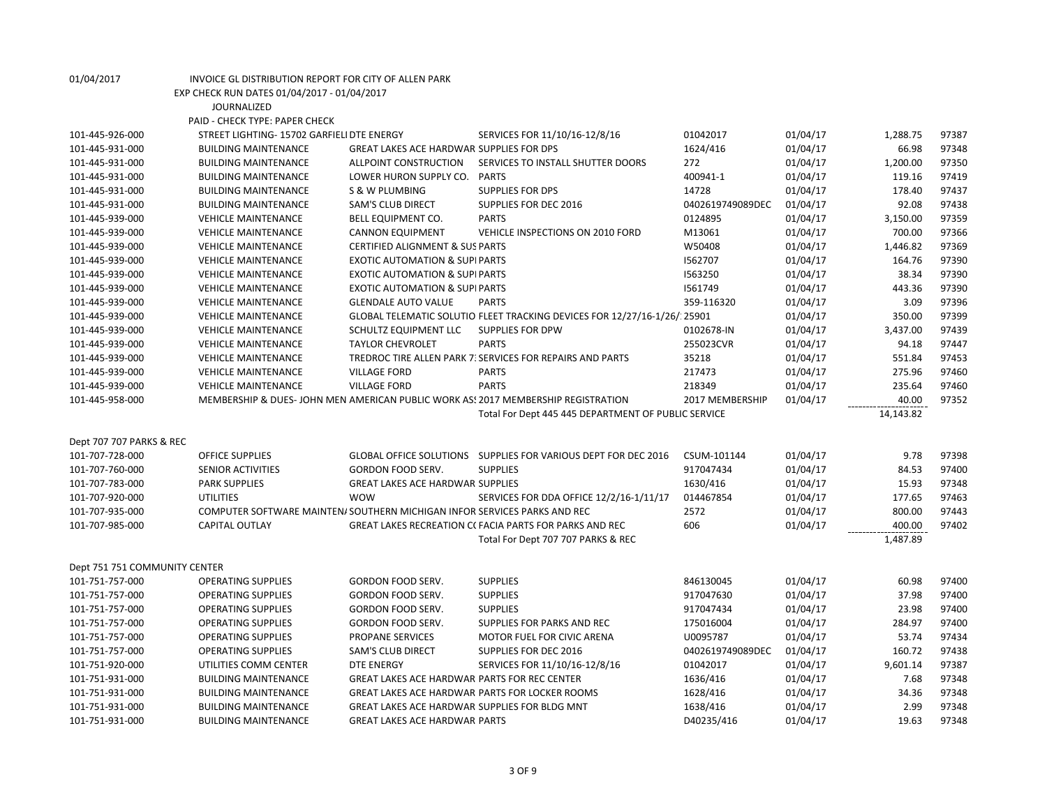01/04/2017 INVOICE GL DISTRIBUTION REPORT FOR CITY OF ALLEN PARK

EXP CHECK RUN DATES 01/04/2017 - 01/04/2017

JOURNALIZED

PAID - CHECK TYPE: PAPER CHECK

| GL Number | Description | Vendor | Invoice Description | Invoice | Date | Amount | Check |
|---|---|---|---|---|---|---|---|
| 101-445-926-000 | STREET LIGHTING- 15702 GARFIELI | DTE ENERGY | SERVICES FOR 11/10/16-12/8/16 | 01042017 | 01/04/17 | 1,288.75 | 97387 |
| 101-445-931-000 | BUILDING MAINTENANCE | GREAT LAKES ACE HARDWAR | SUPPLIES FOR DPS | 1624/416 | 01/04/17 | 66.98 | 97348 |
| 101-445-931-000 | BUILDING MAINTENANCE | ALLPOINT CONSTRUCTION | SERVICES TO INSTALL SHUTTER DOORS | 272 | 01/04/17 | 1,200.00 | 97350 |
| 101-445-931-000 | BUILDING MAINTENANCE | LOWER HURON SUPPLY CO. | PARTS | 400941-1 | 01/04/17 | 119.16 | 97419 |
| 101-445-931-000 | BUILDING MAINTENANCE | S & W PLUMBING | SUPPLIES FOR DPS | 14728 | 01/04/17 | 178.40 | 97437 |
| 101-445-931-000 | BUILDING MAINTENANCE | SAM'S CLUB DIRECT | SUPPLIES FOR DEC 2016 | 0402619749089DEC | 01/04/17 | 92.08 | 97438 |
| 101-445-939-000 | VEHICLE MAINTENANCE | BELL EQUIPMENT CO. | PARTS | 0124895 | 01/04/17 | 3,150.00 | 97359 |
| 101-445-939-000 | VEHICLE MAINTENANCE | CANNON EQUIPMENT | VEHICLE INSPECTIONS ON 2010 FORD | M13061 | 01/04/17 | 700.00 | 97366 |
| 101-445-939-000 | VEHICLE MAINTENANCE | CERTIFIED ALIGNMENT & SUS | PARTS | W50408 | 01/04/17 | 1,446.82 | 97369 |
| 101-445-939-000 | VEHICLE MAINTENANCE | EXOTIC AUTOMATION & SUPI | PARTS | I562707 | 01/04/17 | 164.76 | 97390 |
| 101-445-939-000 | VEHICLE MAINTENANCE | EXOTIC AUTOMATION & SUPI | PARTS | I563250 | 01/04/17 | 38.34 | 97390 |
| 101-445-939-000 | VEHICLE MAINTENANCE | EXOTIC AUTOMATION & SUPI | PARTS | I561749 | 01/04/17 | 443.36 | 97390 |
| 101-445-939-000 | VEHICLE MAINTENANCE | GLENDALE AUTO VALUE | PARTS | 359-116320 | 01/04/17 | 3.09 | 97396 |
| 101-445-939-000 | VEHICLE MAINTENANCE | GLOBAL TELEMATIC SOLUTIO | FLEET TRACKING DEVICES FOR 12/27/16-1/26/ | 25901 | 01/04/17 | 350.00 | 97399 |
| 101-445-939-000 | VEHICLE MAINTENANCE | SCHULTZ EQUIPMENT LLC | SUPPLIES FOR DPW | 0102678-IN | 01/04/17 | 3,437.00 | 97439 |
| 101-445-939-000 | VEHICLE MAINTENANCE | TAYLOR CHEVROLET | PARTS | 255023CVR | 01/04/17 | 94.18 | 97447 |
| 101-445-939-000 | VEHICLE MAINTENANCE | TREDROC TIRE ALLEN PARK 7: | SERVICES FOR REPAIRS AND PARTS | 35218 | 01/04/17 | 551.84 | 97453 |
| 101-445-939-000 | VEHICLE MAINTENANCE | VILLAGE FORD | PARTS | 217473 | 01/04/17 | 275.96 | 97460 |
| 101-445-939-000 | VEHICLE MAINTENANCE | VILLAGE FORD | PARTS | 218349 | 01/04/17 | 235.64 | 97460 |
| 101-445-958-000 | MEMBERSHIP & DUES- JOHN MEN | AMERICAN PUBLIC WORK AS: | 2017 MEMBERSHIP REGISTRATION | 2017 MEMBERSHIP | 01/04/17 | 40.00 | 97352 |
| | | | Total For Dept 445 445 DEPARTMENT OF PUBLIC SERVICE | | | 14,143.82 | |
| **Dept 707 707 PARKS & REC** | | | | | | | |
| 101-707-728-000 | OFFICE SUPPLIES | GLOBAL OFFICE SOLUTIONS | SUPPLIES FOR VARIOUS DEPT FOR DEC 2016 | CSUM-101144 | 01/04/17 | 9.78 | 97398 |
| 101-707-760-000 | SENIOR ACTIVITIES | GORDON FOOD SERV. | SUPPLIES | 917047434 | 01/04/17 | 84.53 | 97400 |
| 101-707-783-000 | PARK SUPPLIES | GREAT LAKES ACE HARDWAR | SUPPLIES | 1630/416 | 01/04/17 | 15.93 | 97348 |
| 101-707-920-000 | UTILITIES | WOW | SERVICES FOR DDA OFFICE 12/2/16-1/11/17 | 014467854 | 01/04/17 | 177.65 | 97463 |
| 101-707-935-000 | COMPUTER SOFTWARE MAINTEN/ | SOUTHERN MICHIGAN INFOR | SERVICES PARKS AND REC | 2572 | 01/04/17 | 800.00 | 97443 |
| 101-707-985-000 | CAPITAL OUTLAY | GREAT LAKES RECREATION C( | FACIA PARTS FOR PARKS AND REC | 606 | 01/04/17 | 400.00 | 97402 |
| | | | Total For Dept 707 707 PARKS & REC | | | 1,487.89 | |
| **Dept 751 751 COMMUNITY CENTER** | | | | | | | |
| 101-751-757-000 | OPERATING SUPPLIES | GORDON FOOD SERV. | SUPPLIES | 846130045 | 01/04/17 | 60.98 | 97400 |
| 101-751-757-000 | OPERATING SUPPLIES | GORDON FOOD SERV. | SUPPLIES | 917047630 | 01/04/17 | 37.98 | 97400 |
| 101-751-757-000 | OPERATING SUPPLIES | GORDON FOOD SERV. | SUPPLIES | 917047434 | 01/04/17 | 23.98 | 97400 |
| 101-751-757-000 | OPERATING SUPPLIES | GORDON FOOD SERV. | SUPPLIES FOR PARKS AND REC | 175016004 | 01/04/17 | 284.97 | 97400 |
| 101-751-757-000 | OPERATING SUPPLIES | PROPANE SERVICES | MOTOR FUEL FOR CIVIC ARENA | U0095787 | 01/04/17 | 53.74 | 97434 |
| 101-751-757-000 | OPERATING SUPPLIES | SAM'S CLUB DIRECT | SUPPLIES FOR DEC 2016 | 0402619749089DEC | 01/04/17 | 160.72 | 97438 |
| 101-751-920-000 | UTILITIES COMM CENTER | DTE ENERGY | SERVICES FOR 11/10/16-12/8/16 | 01042017 | 01/04/17 | 9,601.14 | 97387 |
| 101-751-931-000 | BUILDING MAINTENANCE | GREAT LAKES ACE HARDWAR | PARTS FOR REC CENTER | 1636/416 | 01/04/17 | 7.68 | 97348 |
| 101-751-931-000 | BUILDING MAINTENANCE | GREAT LAKES ACE HARDWAR | PARTS FOR LOCKER ROOMS | 1628/416 | 01/04/17 | 34.36 | 97348 |
| 101-751-931-000 | BUILDING MAINTENANCE | GREAT LAKES ACE HARDWAR | SUPPLIES FOR BLDG MNT | 1638/416 | 01/04/17 | 2.99 | 97348 |
| 101-751-931-000 | BUILDING MAINTENANCE | GREAT LAKES ACE HARDWAR | PARTS | D40235/416 | 01/04/17 | 19.63 | 97348 |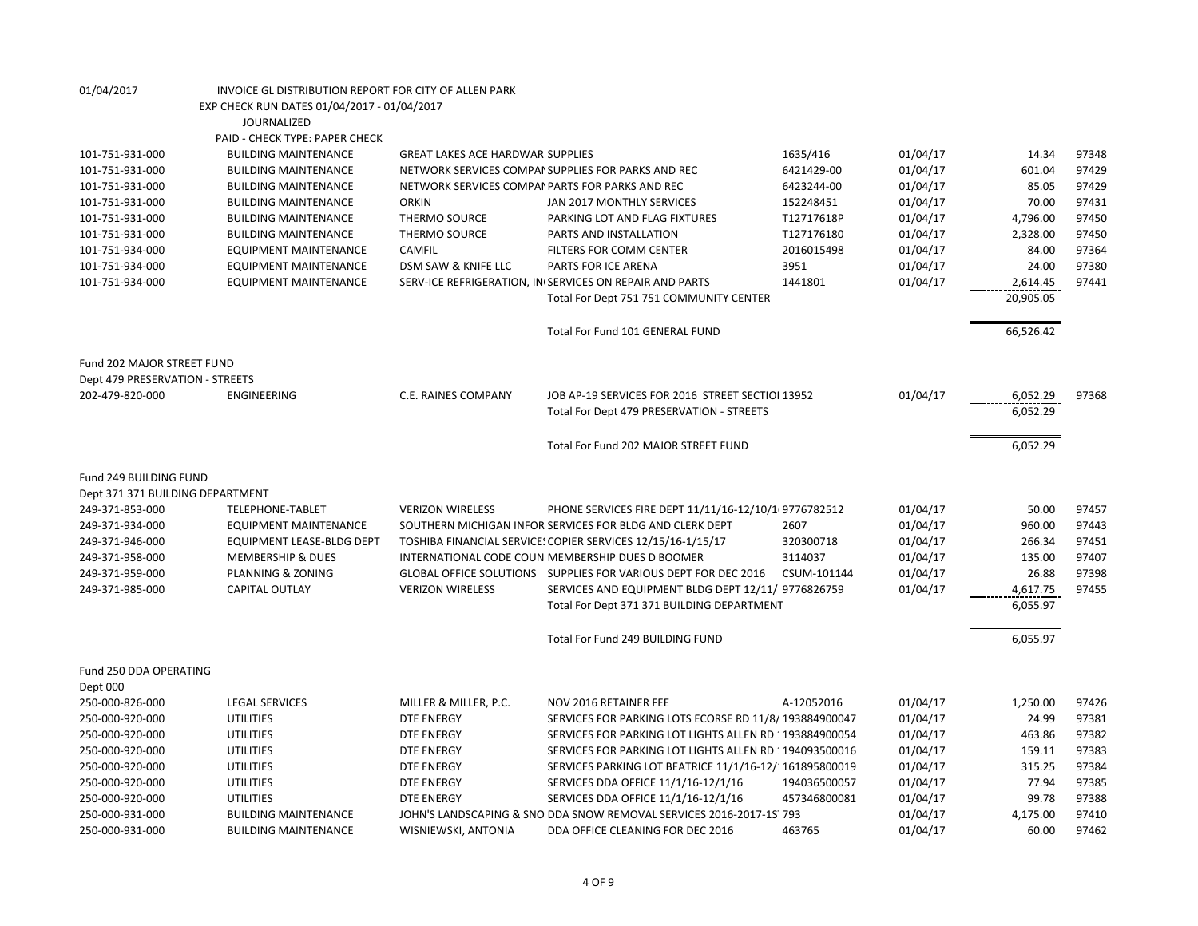01/04/2017 INVOICE GL DISTRIBUTION REPORT FOR CITY OF ALLEN PARK

EXP CHECK RUN DATES 01/04/2017 - 01/04/2017

JOURNALIZED

PAID - CHECK TYPE: PAPER CHECK

| | | | | | | | |
|---|---|---|---|---|---|---|---|
| 101-751-931-000 | BUILDING MAINTENANCE | GREAT LAKES ACE HARDWAR | SUPPLIES | 1635/416 | 01/04/17 | 14.34 | 97348 |
| 101-751-931-000 | BUILDING MAINTENANCE | NETWORK SERVICES COMPAI | SUPPLIES FOR PARKS AND REC | 6421429-00 | 01/04/17 | 601.04 | 97429 |
| 101-751-931-000 | BUILDING MAINTENANCE | NETWORK SERVICES COMPAI | PARTS FOR PARKS AND REC | 6423244-00 | 01/04/17 | 85.05 | 97429 |
| 101-751-931-000 | BUILDING MAINTENANCE | ORKIN | JAN 2017 MONTHLY SERVICES | 152248451 | 01/04/17 | 70.00 | 97431 |
| 101-751-931-000 | BUILDING MAINTENANCE | THERMO SOURCE | PARKING LOT AND FLAG FIXTURES | T12717618P | 01/04/17 | 4,796.00 | 97450 |
| 101-751-931-000 | BUILDING MAINTENANCE | THERMO SOURCE | PARTS AND INSTALLATION | T127176180 | 01/04/17 | 2,328.00 | 97450 |
| 101-751-934-000 | EQUIPMENT MAINTENANCE | CAMFIL | FILTERS FOR COMM CENTER | 2016015498 | 01/04/17 | 84.00 | 97364 |
| 101-751-934-000 | EQUIPMENT MAINTENANCE | DSM SAW & KNIFE LLC | PARTS FOR ICE ARENA | 3951 | 01/04/17 | 24.00 | 97380 |
| 101-751-934-000 | EQUIPMENT MAINTENANCE | SERV-ICE REFRIGERATION, IN | SERVICES ON REPAIR AND PARTS | 1441801 | 01/04/17 | 2,614.45 | 97441 |
| | | | Total For Dept 751 751 COMMUNITY CENTER | | | 20,905.05 | |
| | | | Total For Fund 101 GENERAL FUND | | | 66,526.42 | |

Fund 202 MAJOR STREET FUND

Dept 479 PRESERVATION - STREETS

| | | | | | | | |
|---|---|---|---|---|---|---|---|
| 202-479-820-000 | ENGINEERING | C.E. RAINES COMPANY | JOB AP-19 SERVICES FOR 2016 STREET SECTIOI | 13952 | 01/04/17 | 6,052.29 | 97368 |
| | | | Total For Dept 479 PRESERVATION - STREETS | | | 6,052.29 | |
| | | | Total For Fund 202 MAJOR STREET FUND | | | 6,052.29 | |

Fund 249 BUILDING FUND

Dept 371 371 BUILDING DEPARTMENT

| | | | | | | | |
|---|---|---|---|---|---|---|---|
| 249-371-853-000 | TELEPHONE-TABLET | VERIZON WIRELESS | PHONE SERVICES FIRE DEPT 11/11/16-12/10/1 | 9776782512 | 01/04/17 | 50.00 | 97457 |
| 249-371-934-000 | EQUIPMENT MAINTENANCE | SOUTHERN MICHIGAN INFOR | SERVICES FOR BLDG AND CLERK DEPT | 2607 | 01/04/17 | 960.00 | 97443 |
| 249-371-946-000 | EQUIPMENT LEASE-BLDG DEPT | TOSHIBA FINANCIAL SERVICE | COPIER SERVICES 12/15/16-1/15/17 | 320300718 | 01/04/17 | 266.34 | 97451 |
| 249-371-958-000 | MEMBERSHIP & DUES | INTERNATIONAL CODE COUN | MEMBERSHIP DUES D BOOMER | 3114037 | 01/04/17 | 135.00 | 97407 |
| 249-371-959-000 | PLANNING & ZONING | GLOBAL OFFICE SOLUTIONS | SUPPLIES FOR VARIOUS DEPT FOR DEC 2016 | CSUM-101144 | 01/04/17 | 26.88 | 97398 |
| 249-371-985-000 | CAPITAL OUTLAY | VERIZON WIRELESS | SERVICES AND EQUIPMENT BLDG DEPT 12/11/ | 9776826759 | 01/04/17 | 4,617.75 | 97455 |
| | | | Total For Dept 371 371 BUILDING DEPARTMENT | | | 6,055.97 | |
| | | | Total For Fund 249 BUILDING FUND | | | 6,055.97 | |

Fund 250 DDA OPERATING

Dept 000

| | | | | | | | |
|---|---|---|---|---|---|---|---|
| 250-000-826-000 | LEGAL SERVICES | MILLER & MILLER, P.C. | NOV 2016 RETAINER FEE | A-12052016 | 01/04/17 | 1,250.00 | 97426 |
| 250-000-920-000 | UTILITIES | DTE ENERGY | SERVICES FOR PARKING LOTS ECORSE RD 11/8/ | 193884900047 | 01/04/17 | 24.99 | 97381 |
| 250-000-920-000 | UTILITIES | DTE ENERGY | SERVICES FOR PARKING LOT LIGHTS ALLEN RD | 193884900054 | 01/04/17 | 463.86 | 97382 |
| 250-000-920-000 | UTILITIES | DTE ENERGY | SERVICES FOR PARKING LOT LIGHTS ALLEN RD | 194093500016 | 01/04/17 | 159.11 | 97383 |
| 250-000-920-000 | UTILITIES | DTE ENERGY | SERVICES PARKING LOT BEATRICE 11/1/16-12/ | 161895800019 | 01/04/17 | 315.25 | 97384 |
| 250-000-920-000 | UTILITIES | DTE ENERGY | SERVICES DDA OFFICE 11/1/16-12/1/16 | 194036500057 | 01/04/17 | 77.94 | 97385 |
| 250-000-920-000 | UTILITIES | DTE ENERGY | SERVICES DDA OFFICE 11/1/16-12/1/16 | 457346800081 | 01/04/17 | 99.78 | 97388 |
| 250-000-931-000 | BUILDING MAINTENANCE | JOHN'S LANDSCAPING & SNO | DDA SNOW REMOVAL SERVICES 2016-2017-1S | 793 | 01/04/17 | 4,175.00 | 97410 |
| 250-000-931-000 | BUILDING MAINTENANCE | WISNIEWSKI, ANTONIA | DDA OFFICE CLEANING FOR DEC 2016 | 463765 | 01/04/17 | 60.00 | 97462 |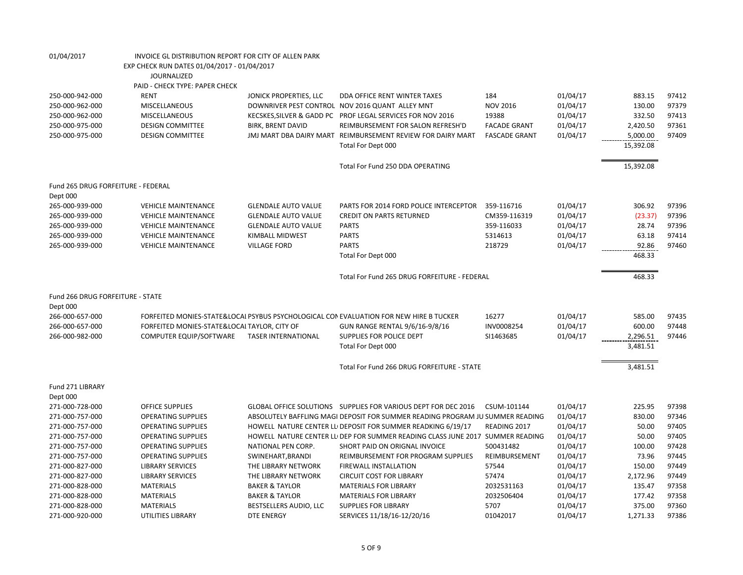01/04/2017 INVOICE GL DISTRIBUTION REPORT FOR CITY OF ALLEN PARK
EXP CHECK RUN DATES 01/04/2017 - 01/04/2017
JOURNALIZED
PAID - CHECK TYPE: PAPER CHECK

| GL Number | Description | Vendor | Invoice Description | Invoice | Date | Amount | Check |
|---|---|---|---|---|---|---|---|
| 250-000-942-000 | RENT | JONICK PROPERTIES, LLC | DDA OFFICE RENT WINTER TAXES | 184 | 01/04/17 | 883.15 | 97412 |
| 250-000-962-000 | MISCELLANEOUS | DOWNRIVER PEST CONTROL | NOV 2016 QUANT ALLEY MNT | NOV 2016 | 01/04/17 | 130.00 | 97379 |
| 250-000-962-000 | MISCELLANEOUS | KECSKES,SILVER & GADD PC | PROF LEGAL SERVICES FOR NOV 2016 | 19388 | 01/04/17 | 332.50 | 97413 |
| 250-000-975-000 | DESIGN COMMITTEE | BIRK, BRENT DAVID | REIMBURSEMENT FOR SALON REFRESH'D | FACADE GRANT | 01/04/17 | 2,420.50 | 97361 |
| 250-000-975-000 | DESIGN COMMITTEE | JMJ MART DBA DAIRY MART | REIMBURSEMENT REVIEW FOR DAIRY MART | FASCADE GRANT | 01/04/17 | 5,000.00 | 97409 |
| | | | Total For Dept 000 | | | 15,392.08 | |
| | | | Total For Fund 250 DDA OPERATING | | | 15,392.08 | |
| Fund 265 DRUG FORFEITURE - FEDERAL | | | | | | | |
| Dept 000 | | | | | | | |
| 265-000-939-000 | VEHICLE MAINTENANCE | GLENDALE AUTO VALUE | PARTS FOR 2014 FORD POLICE INTERCEPTOR | 359-116716 | 01/04/17 | 306.92 | 97396 |
| 265-000-939-000 | VEHICLE MAINTENANCE | GLENDALE AUTO VALUE | CREDIT ON PARTS RETURNED | CM359-116319 | 01/04/17 | (23.37) | 97396 |
| 265-000-939-000 | VEHICLE MAINTENANCE | GLENDALE AUTO VALUE | PARTS | 359-116033 | 01/04/17 | 28.74 | 97396 |
| 265-000-939-000 | VEHICLE MAINTENANCE | KIMBALL MIDWEST | PARTS | 5314613 | 01/04/17 | 63.18 | 97414 |
| 265-000-939-000 | VEHICLE MAINTENANCE | VILLAGE FORD | PARTS | 218729 | 01/04/17 | 92.86 | 97460 |
| | | | Total For Dept 000 | | | 468.33 | |
| | | | Total For Fund 265 DRUG FORFEITURE - FEDERAL | | | 468.33 | |
| Fund 266 DRUG FORFEITURE - STATE | | | | | | | |
| Dept 000 | | | | | | | |
| 266-000-657-000 | FORFEITED MONIES-STATE&LOCAL | PSYBUS PSYCHOLOGICAL CON | EVALUATION FOR NEW HIRE B TUCKER | 16277 | 01/04/17 | 585.00 | 97435 |
| 266-000-657-000 | FORFEITED MONIES-STATE&LOCAL | TAYLOR, CITY OF | GUN RANGE RENTAL 9/6/16-9/8/16 | INV0008254 | 01/04/17 | 600.00 | 97448 |
| 266-000-982-000 | COMPUTER EQUIP/SOFTWARE | TASER INTERNATIONAL | SUPPLIES FOR POLICE DEPT | SI1463685 | 01/04/17 | 2,296.51 | 97446 |
| | | | Total For Dept 000 | | | 3,481.51 | |
| | | | Total For Fund 266 DRUG FORFEITURE - STATE | | | 3,481.51 | |
| Fund 271 LIBRARY | | | | | | | |
| Dept 000 | | | | | | | |
| 271-000-728-000 | OFFICE SUPPLIES | GLOBAL OFFICE SOLUTIONS | SUPPLIES FOR VARIOUS DEPT FOR DEC 2016 | CSUM-101144 | 01/04/17 | 225.95 | 97398 |
| 271-000-757-000 | OPERATING SUPPLIES | ABSOLUTELY BAFFLING MAGI | DEPOSIT FOR SUMMER READING PROGRAM JU | SUMMER READING | 01/04/17 | 830.00 | 97346 |
| 271-000-757-000 | OPERATING SUPPLIES | HOWELL NATURE CENTER LL | DEPOSIT FOR SUMMER READKING 6/19/17 | READING 2017 | 01/04/17 | 50.00 | 97405 |
| 271-000-757-000 | OPERATING SUPPLIES | HOWELL NATURE CENTER LL | DEP FOR SUMMER READING CLASS JUNE 2017 | SUMMER READING | 01/04/17 | 50.00 | 97405 |
| 271-000-757-000 | OPERATING SUPPLIES | NATIONAL PEN CORP. | SHORT PAID ON ORIGNAL INVOICE | 500431482 | 01/04/17 | 100.00 | 97428 |
| 271-000-757-000 | OPERATING SUPPLIES | SWINEHART,BRANDI | REIMBURSEMENT FOR PROGRAM SUPPLIES | REIMBURSEMENT | 01/04/17 | 73.96 | 97445 |
| 271-000-827-000 | LIBRARY SERVICES | THE LIBRARY NETWORK | FIREWALL INSTALLATION | 57544 | 01/04/17 | 150.00 | 97449 |
| 271-000-827-000 | LIBRARY SERVICES | THE LIBRARY NETWORK | CIRCUIT COST FOR LIBRARY | 57474 | 01/04/17 | 2,172.96 | 97449 |
| 271-000-828-000 | MATERIALS | BAKER & TAYLOR | MATERIALS FOR LIBRARY | 2032531163 | 01/04/17 | 135.47 | 97358 |
| 271-000-828-000 | MATERIALS | BAKER & TAYLOR | MATERIALS FOR LIBRARY | 2032506404 | 01/04/17 | 177.42 | 97358 |
| 271-000-828-000 | MATERIALS | BESTSELLERS AUDIO, LLC | SUPPLIES FOR LIBRARY | 5707 | 01/04/17 | 375.00 | 97360 |
| 271-000-920-000 | UTILITIES LIBRARY | DTE ENERGY | SERVICES 11/18/16-12/20/16 | 01042017 | 01/04/17 | 1,271.33 | 97386 |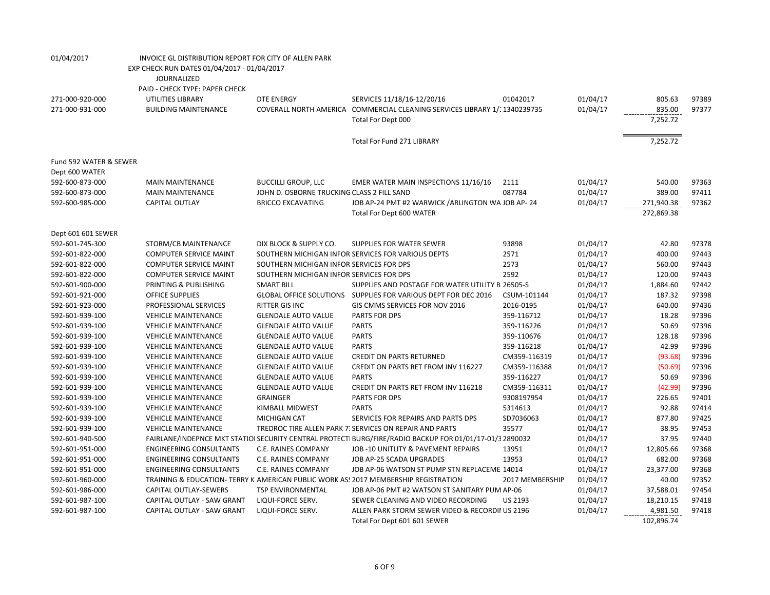01/04/2017 INVOICE GL DISTRIBUTION REPORT FOR CITY OF ALLEN PARK

EXP CHECK RUN DATES 01/04/2017 - 01/04/2017

JOURNALIZED

PAID - CHECK TYPE: PAPER CHECK

| GL Number | Description | Vendor | Invoice Description | Invoice | Date | Amount | Check |
|---|---|---|---|---|---|---|---|
| 271-000-920-000 | UTILITIES LIBRARY | DTE ENERGY | SERVICES 11/18/16-12/20/16 | 01042017 | 01/04/17 | 805.63 | 97389 |
| 271-000-931-000 | BUILDING MAINTENANCE | COVERALL NORTH AMERICA | COMMERCIAL CLEANING SERVICES LIBRARY 1/: | 1340239735 | 01/04/17 | 835.00 | 97377 |
| | | | Total For Dept 000 | | | 7,252.72 | |
| | | | Total For Fund 271 LIBRARY | | | 7,252.72 | |
| Fund 592 WATER & SEWER | | | | | | | |
| Dept 600 WATER | | | | | | | |
| 592-600-873-000 | MAIN MAINTENANCE | BUCCILLI GROUP, LLC | EMER WATER MAIN INSPECTIONS 11/16/16 | 2111 | 01/04/17 | 540.00 | 97363 |
| 592-600-873-000 | MAIN MAINTENANCE | JOHN D. OSBORNE TRUCKING | CLASS 2 FILL SAND | 087784 | 01/04/17 | 389.00 | 97411 |
| 592-600-985-000 | CAPITAL OUTLAY | BRICCO EXCAVATING | JOB AP-24 PMT #2 WARWICK /ARLINGTON WA | JOB AP- 24 | 01/04/17 | 271,940.38 | 97362 |
| | | | Total For Dept 600 WATER | | | 272,869.38 | |
| Dept 601 601 SEWER | | | | | | | |
| 592-601-745-300 | STORM/CB MAINTENANCE | DIX BLOCK & SUPPLY CO. | SUPPLIES FOR WATER SEWER | 93898 | 01/04/17 | 42.80 | 97378 |
| 592-601-822-000 | COMPUTER SERVICE MAINT | SOUTHERN MICHIGAN INFOR | SERVICES FOR VARIOUS DEPTS | 2571 | 01/04/17 | 400.00 | 97443 |
| 592-601-822-000 | COMPUTER SERVICE MAINT | SOUTHERN MICHIGAN INFOR | SERVICES FOR DPS | 2573 | 01/04/17 | 560.00 | 97443 |
| 592-601-822-000 | COMPUTER SERVICE MAINT | SOUTHERN MICHIGAN INFOR | SERVICES FOR DPS | 2592 | 01/04/17 | 120.00 | 97443 |
| 592-601-900-000 | PRINTING & PUBLISHING | SMART BILL | SUPPLIES AND POSTAGE FOR WATER UTILITY B | 26505-S | 01/04/17 | 1,884.60 | 97442 |
| 592-601-921-000 | OFFICE SUPPLIES | GLOBAL OFFICE SOLUTIONS | SUPPLIES FOR VARIOUS DEPT FOR DEC 2016 | CSUM-101144 | 01/04/17 | 187.32 | 97398 |
| 592-601-923-000 | PROFESSIONAL SERVICES | RITTER GIS INC | GIS CMMS SERVICES FOR NOV 2016 | 2016-0195 | 01/04/17 | 640.00 | 97436 |
| 592-601-939-100 | VEHICLE MAINTENANCE | GLENDALE AUTO VALUE | PARTS FOR DPS | 359-116712 | 01/04/17 | 18.28 | 97396 |
| 592-601-939-100 | VEHICLE MAINTENANCE | GLENDALE AUTO VALUE | PARTS | 359-116226 | 01/04/17 | 50.69 | 97396 |
| 592-601-939-100 | VEHICLE MAINTENANCE | GLENDALE AUTO VALUE | PARTS | 359-110676 | 01/04/17 | 128.18 | 97396 |
| 592-601-939-100 | VEHICLE MAINTENANCE | GLENDALE AUTO VALUE | PARTS | 359-116218 | 01/04/17 | 42.99 | 97396 |
| 592-601-939-100 | VEHICLE MAINTENANCE | GLENDALE AUTO VALUE | CREDIT ON PARTS RETURNED | CM359-116319 | 01/04/17 | (93.68) | 97396 |
| 592-601-939-100 | VEHICLE MAINTENANCE | GLENDALE AUTO VALUE | CREDIT ON PARTS RET FROM INV 116227 | CM359-116388 | 01/04/17 | (50.69) | 97396 |
| 592-601-939-100 | VEHICLE MAINTENANCE | GLENDALE AUTO VALUE | PARTS | 359-116227 | 01/04/17 | 50.69 | 97396 |
| 592-601-939-100 | VEHICLE MAINTENANCE | GLENDALE AUTO VALUE | CREDIT ON PARTS RET FROM INV 116218 | CM359-116311 | 01/04/17 | (42.99) | 97396 |
| 592-601-939-100 | VEHICLE MAINTENANCE | GRAINGER | PARTS FOR DPS | 9308197954 | 01/04/17 | 226.65 | 97401 |
| 592-601-939-100 | VEHICLE MAINTENANCE | KIMBALL MIDWEST | PARTS | 5314613 | 01/04/17 | 92.88 | 97414 |
| 592-601-939-100 | VEHICLE MAINTENANCE | MICHIGAN CAT | SERVICES FOR REPAIRS AND PARTS DPS | SD7036063 | 01/04/17 | 877.80 | 97425 |
| 592-601-939-100 | VEHICLE MAINTENANCE | TREDROC TIRE ALLEN PARK 7: | SERVICES ON REPAIR AND PARTS | 35577 | 01/04/17 | 38.95 | 97453 |
| 592-601-940-500 | FAIRLANE/INDEPNCE MKT STATIO | SECURITY CENTRAL PROTECTI | BURG/FIRE/RADIO BACKUP FOR 01/01/17-01/3 | 2890032 | 01/04/17 | 37.95 | 97440 |
| 592-601-951-000 | ENGINEERING CONSULTANTS | C.E. RAINES COMPANY | JOB -10 UNITLITY & PAVEMENT REPAIRS | 13951 | 01/04/17 | 12,805.66 | 97368 |
| 592-601-951-000 | ENGINEERING CONSULTANTS | C.E. RAINES COMPANY | JOB AP-25 SCADA UPGRADES | 13953 | 01/04/17 | 682.00 | 97368 |
| 592-601-951-000 | ENGINEERING CONSULTANTS | C.E. RAINES COMPANY | JOB AP-06 WATSON ST PUMP STN REPLACEME | 14014 | 01/04/17 | 23,377.00 | 97368 |
| 592-601-960-000 | TRAINING & EDUCATION- TERRY K | AMERICAN PUBLIC WORK AS: | 2017 MEMBERSHIP REGISTRATION | 2017 MEMBERSHIP | 01/04/17 | 40.00 | 97352 |
| 592-601-986-000 | CAPITAL OUTLAY-SEWERS | TSP ENVIRONMENTAL | JOB AP-06 PMT #2 WATSON ST SANITARY PUM | AP-06 | 01/04/17 | 37,588.01 | 97454 |
| 592-601-987-100 | CAPITAL OUTLAY - SAW GRANT | LIQUI-FORCE SERV. | SEWER CLEANING AND VIDEO RECORDING | US 2193 | 01/04/17 | 18,210.15 | 97418 |
| 592-601-987-100 | CAPITAL OUTLAY - SAW GRANT | LIQUI-FORCE SERV. | ALLEN PARK STORM SEWER VIDEO & RECORDI | US 2196 | 01/04/17 | 4,981.50 | 97418 |
| | | | Total For Dept 601 601 SEWER | | | 102,896.74 | |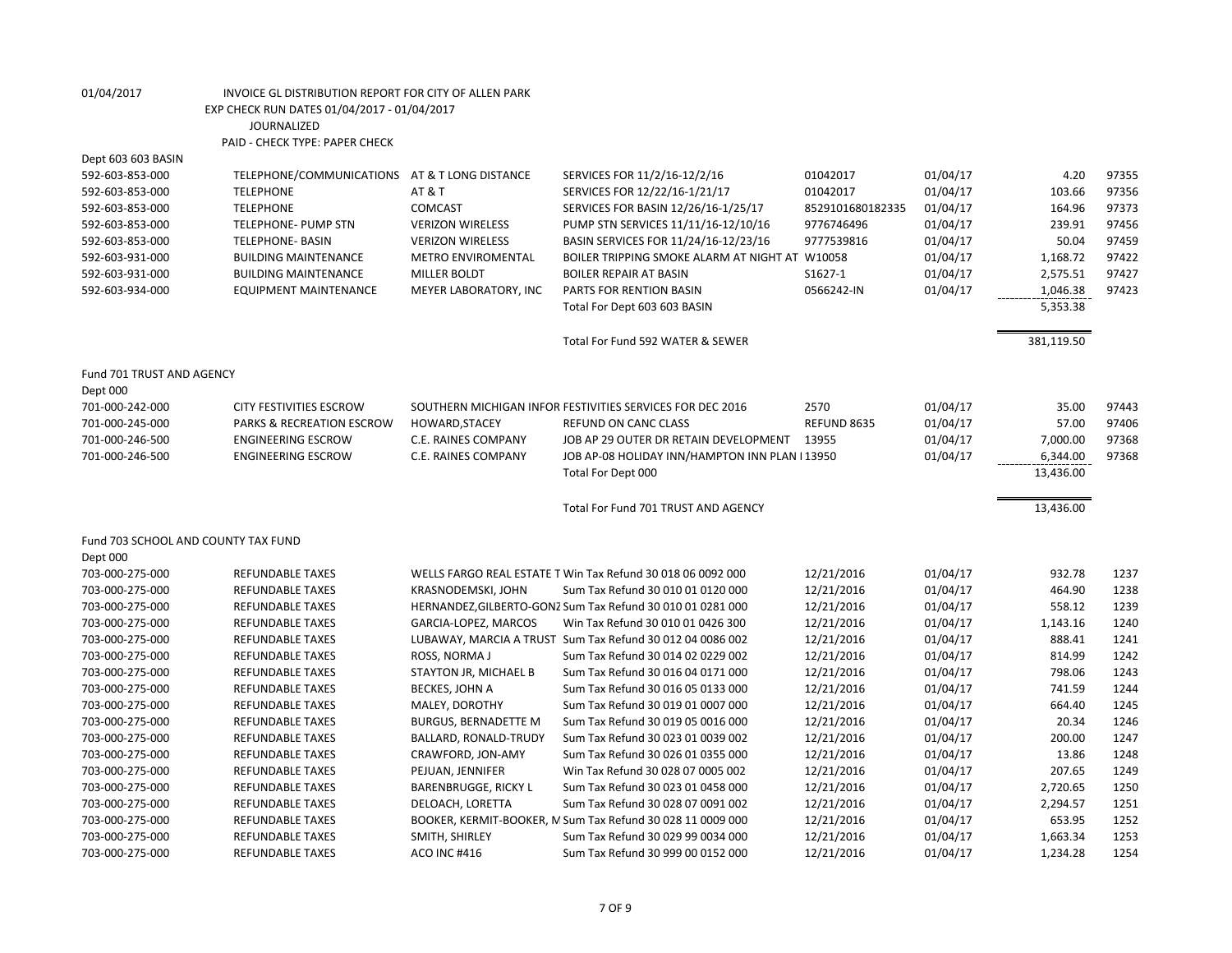01/04/2017 INVOICE GL DISTRIBUTION REPORT FOR CITY OF ALLEN PARK

EXP CHECK RUN DATES 01/04/2017 - 01/04/2017

JOURNALIZED

PAID - CHECK TYPE: PAPER CHECK

Dept 603 603 BASIN

| | | | | | | | |
|---|---|---|---|---|---|---|---|
| 592-603-853-000 | TELEPHONE/COMMUNICATIONS | AT & T LONG DISTANCE | SERVICES FOR 11/2/16-12/2/16 | 01042017 | 01/04/17 | 4.20 | 97355 |
| 592-603-853-000 | TELEPHONE | AT & T | SERVICES FOR 12/22/16-1/21/17 | 01042017 | 01/04/17 | 103.66 | 97356 |
| 592-603-853-000 | TELEPHONE | COMCAST | SERVICES FOR BASIN 12/26/16-1/25/17 | 8529101680182335 | 01/04/17 | 164.96 | 97373 |
| 592-603-853-000 | TELEPHONE- PUMP STN | VERIZON WIRELESS | PUMP STN SERVICES 11/11/16-12/10/16 | 9776746496 | 01/04/17 | 239.91 | 97456 |
| 592-603-853-000 | TELEPHONE- BASIN | VERIZON WIRELESS | BASIN SERVICES FOR 11/24/16-12/23/16 | 9777539816 | 01/04/17 | 50.04 | 97459 |
| 592-603-931-000 | BUILDING MAINTENANCE | METRO ENVIROMENTAL | BOILER TRIPPING SMOKE ALARM AT NIGHT AT | W10058 | 01/04/17 | 1,168.72 | 97422 |
| 592-603-931-000 | BUILDING MAINTENANCE | MILLER BOLDT | BOILER REPAIR AT BASIN | S1627-1 | 01/04/17 | 2,575.51 | 97427 |
| 592-603-934-000 | EQUIPMENT MAINTENANCE | MEYER LABORATORY, INC | PARTS FOR RENTION BASIN | 0566242-IN | 01/04/17 | 1,046.38 | 97423 |
| | | | Total For Dept 603 603 BASIN | | | 5,353.38 | |
| | | | Total For Fund 592 WATER & SEWER | | | 381,119.50 | |

Fund 701 TRUST AND AGENCY

Dept 000

| | | | | | | | |
|---|---|---|---|---|---|---|---|
| 701-000-242-000 | CITY FESTIVITIES ESCROW | SOUTHERN MICHIGAN INFOR | FESTIVITIES SERVICES FOR DEC 2016 | 2570 | 01/04/17 | 35.00 | 97443 |
| 701-000-245-000 | PARKS & RECREATION ESCROW | HOWARD,STACEY | REFUND ON CANC CLASS | REFUND 8635 | 01/04/17 | 57.00 | 97406 |
| 701-000-246-500 | ENGINEERING ESCROW | C.E. RAINES COMPANY | JOB AP 29 OUTER DR RETAIN DEVELOPMENT | 13955 | 01/04/17 | 7,000.00 | 97368 |
| 701-000-246-500 | ENGINEERING ESCROW | C.E. RAINES COMPANY | JOB AP-08 HOLIDAY INN/HAMPTON INN PLAN I | 13950 | 01/04/17 | 6,344.00 | 97368 |
| | | | Total For Dept 000 | | | 13,436.00 | |
| | | | Total For Fund 701 TRUST AND AGENCY | | | 13,436.00 | |

Fund 703 SCHOOL AND COUNTY TAX FUND

Dept 000

| | | | | | | | |
|---|---|---|---|---|---|---|---|
| 703-000-275-000 | REFUNDABLE TAXES | WELLS FARGO REAL ESTATE T | Win Tax Refund 30 018 06 0092 000 | 12/21/2016 | 01/04/17 | 932.78 | 1237 |
| 703-000-275-000 | REFUNDABLE TAXES | KRASNODEMSKI, JOHN | Sum Tax Refund 30 010 01 0120 000 | 12/21/2016 | 01/04/17 | 464.90 | 1238 |
| 703-000-275-000 | REFUNDABLE TAXES | HERNANDEZ,GILBERTO-GONZ | Sum Tax Refund 30 010 01 0281 000 | 12/21/2016 | 01/04/17 | 558.12 | 1239 |
| 703-000-275-000 | REFUNDABLE TAXES | GARCIA-LOPEZ, MARCOS | Win Tax Refund 30 010 01 0426 300 | 12/21/2016 | 01/04/17 | 1,143.16 | 1240 |
| 703-000-275-000 | REFUNDABLE TAXES | LUBAWAY, MARCIA A TRUST | Sum Tax Refund 30 012 04 0086 002 | 12/21/2016 | 01/04/17 | 888.41 | 1241 |
| 703-000-275-000 | REFUNDABLE TAXES | ROSS, NORMA J | Sum Tax Refund 30 014 02 0229 002 | 12/21/2016 | 01/04/17 | 814.99 | 1242 |
| 703-000-275-000 | REFUNDABLE TAXES | STAYTON JR, MICHAEL B | Sum Tax Refund 30 016 04 0171 000 | 12/21/2016 | 01/04/17 | 798.06 | 1243 |
| 703-000-275-000 | REFUNDABLE TAXES | BECKES, JOHN A | Sum Tax Refund 30 016 05 0133 000 | 12/21/2016 | 01/04/17 | 741.59 | 1244 |
| 703-000-275-000 | REFUNDABLE TAXES | MALEY, DOROTHY | Sum Tax Refund 30 019 01 0007 000 | 12/21/2016 | 01/04/17 | 664.40 | 1245 |
| 703-000-275-000 | REFUNDABLE TAXES | BURGUS, BERNADETTE M | Sum Tax Refund 30 019 05 0016 000 | 12/21/2016 | 01/04/17 | 20.34 | 1246 |
| 703-000-275-000 | REFUNDABLE TAXES | BALLARD, RONALD-TRUDY | Sum Tax Refund 30 023 01 0039 002 | 12/21/2016 | 01/04/17 | 200.00 | 1247 |
| 703-000-275-000 | REFUNDABLE TAXES | CRAWFORD, JON-AMY | Sum Tax Refund 30 026 01 0355 000 | 12/21/2016 | 01/04/17 | 13.86 | 1248 |
| 703-000-275-000 | REFUNDABLE TAXES | PEJUAN, JENNIFER | Win Tax Refund 30 028 07 0005 002 | 12/21/2016 | 01/04/17 | 207.65 | 1249 |
| 703-000-275-000 | REFUNDABLE TAXES | BARENBRUGGE, RICKY L | Sum Tax Refund 30 023 01 0458 000 | 12/21/2016 | 01/04/17 | 2,720.65 | 1250 |
| 703-000-275-000 | REFUNDABLE TAXES | DELOACH, LORETTA | Sum Tax Refund 30 028 07 0091 002 | 12/21/2016 | 01/04/17 | 2,294.57 | 1251 |
| 703-000-275-000 | REFUNDABLE TAXES | BOOKER, KERMIT-BOOKER, M | Sum Tax Refund 30 028 11 0009 000 | 12/21/2016 | 01/04/17 | 653.95 | 1252 |
| 703-000-275-000 | REFUNDABLE TAXES | SMITH, SHIRLEY | Sum Tax Refund 30 029 99 0034 000 | 12/21/2016 | 01/04/17 | 1,663.34 | 1253 |
| 703-000-275-000 | REFUNDABLE TAXES | ACO INC #416 | Sum Tax Refund 30 999 00 0152 000 | 12/21/2016 | 01/04/17 | 1,234.28 | 1254 |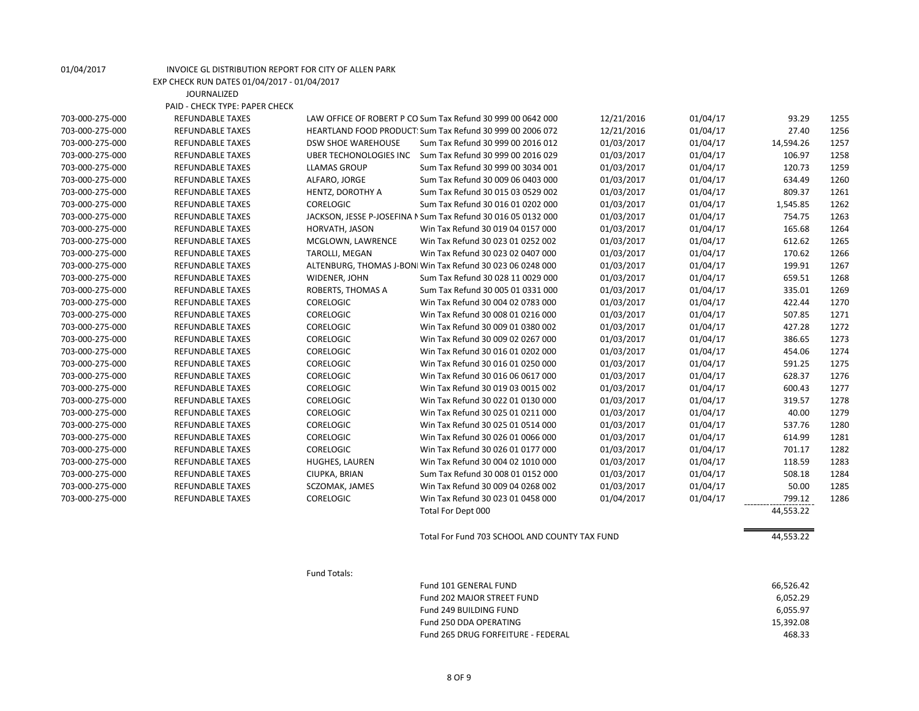01/04/2017 INVOICE GL DISTRIBUTION REPORT FOR CITY OF ALLEN PARK

EXP CHECK RUN DATES 01/04/2017 - 01/04/2017

JOURNALIZED

PAID - CHECK TYPE: PAPER CHECK

| | | | | | | | |
|---|---|---|---|---|---|---|---|
| 703-000-275-000 | REFUNDABLE TAXES | LAW OFFICE OF ROBERT P CO | Sum Tax Refund 30 999 00 0642 000 | 12/21/2016 | 01/04/17 | 93.29 | 1255 |
| 703-000-275-000 | REFUNDABLE TAXES | HEARTLAND FOOD PRODUCT! | Sum Tax Refund 30 999 00 2006 072 | 12/21/2016 | 01/04/17 | 27.40 | 1256 |
| 703-000-275-000 | REFUNDABLE TAXES | DSW SHOE WAREHOUSE | Sum Tax Refund 30 999 00 2016 012 | 01/03/2017 | 01/04/17 | 14,594.26 | 1257 |
| 703-000-275-000 | REFUNDABLE TAXES | UBER TECHONOLOGIES INC | Sum Tax Refund 30 999 00 2016 029 | 01/03/2017 | 01/04/17 | 106.97 | 1258 |
| 703-000-275-000 | REFUNDABLE TAXES | LLAMAS GROUP | Sum Tax Refund 30 999 00 3034 001 | 01/03/2017 | 01/04/17 | 120.73 | 1259 |
| 703-000-275-000 | REFUNDABLE TAXES | ALFARO, JORGE | Sum Tax Refund 30 009 06 0403 000 | 01/03/2017 | 01/04/17 | 634.49 | 1260 |
| 703-000-275-000 | REFUNDABLE TAXES | HENTZ, DOROTHY A | Sum Tax Refund 30 015 03 0529 002 | 01/03/2017 | 01/04/17 | 809.37 | 1261 |
| 703-000-275-000 | REFUNDABLE TAXES | CORELOGIC | Sum Tax Refund 30 016 01 0202 000 | 01/03/2017 | 01/04/17 | 1,545.85 | 1262 |
| 703-000-275-000 | REFUNDABLE TAXES | JACKSON, JESSE P-JOSEFINA N | Sum Tax Refund 30 016 05 0132 000 | 01/03/2017 | 01/04/17 | 754.75 | 1263 |
| 703-000-275-000 | REFUNDABLE TAXES | HORVATH, JASON | Win Tax Refund 30 019 04 0157 000 | 01/03/2017 | 01/04/17 | 165.68 | 1264 |
| 703-000-275-000 | REFUNDABLE TAXES | MCGLOWN, LAWRENCE | Win Tax Refund 30 023 01 0252 002 | 01/03/2017 | 01/04/17 | 612.62 | 1265 |
| 703-000-275-000 | REFUNDABLE TAXES | TAROLLI, MEGAN | Win Tax Refund 30 023 02 0407 000 | 01/03/2017 | 01/04/17 | 170.62 | 1266 |
| 703-000-275-000 | REFUNDABLE TAXES | ALTENBURG, THOMAS J-BONI | Win Tax Refund 30 023 06 0248 000 | 01/03/2017 | 01/04/17 | 199.91 | 1267 |
| 703-000-275-000 | REFUNDABLE TAXES | WIDENER, JOHN | Sum Tax Refund 30 028 11 0029 000 | 01/03/2017 | 01/04/17 | 659.51 | 1268 |
| 703-000-275-000 | REFUNDABLE TAXES | ROBERTS, THOMAS A | Sum Tax Refund 30 005 01 0331 000 | 01/03/2017 | 01/04/17 | 335.01 | 1269 |
| 703-000-275-000 | REFUNDABLE TAXES | CORELOGIC | Win Tax Refund 30 004 02 0783 000 | 01/03/2017 | 01/04/17 | 422.44 | 1270 |
| 703-000-275-000 | REFUNDABLE TAXES | CORELOGIC | Win Tax Refund 30 008 01 0216 000 | 01/03/2017 | 01/04/17 | 507.85 | 1271 |
| 703-000-275-000 | REFUNDABLE TAXES | CORELOGIC | Win Tax Refund 30 009 01 0380 002 | 01/03/2017 | 01/04/17 | 427.28 | 1272 |
| 703-000-275-000 | REFUNDABLE TAXES | CORELOGIC | Win Tax Refund 30 009 02 0267 000 | 01/03/2017 | 01/04/17 | 386.65 | 1273 |
| 703-000-275-000 | REFUNDABLE TAXES | CORELOGIC | Win Tax Refund 30 016 01 0202 000 | 01/03/2017 | 01/04/17 | 454.06 | 1274 |
| 703-000-275-000 | REFUNDABLE TAXES | CORELOGIC | Win Tax Refund 30 016 01 0250 000 | 01/03/2017 | 01/04/17 | 591.25 | 1275 |
| 703-000-275-000 | REFUNDABLE TAXES | CORELOGIC | Win Tax Refund 30 016 06 0617 000 | 01/03/2017 | 01/04/17 | 628.37 | 1276 |
| 703-000-275-000 | REFUNDABLE TAXES | CORELOGIC | Win Tax Refund 30 019 03 0015 002 | 01/03/2017 | 01/04/17 | 600.43 | 1277 |
| 703-000-275-000 | REFUNDABLE TAXES | CORELOGIC | Win Tax Refund 30 022 01 0130 000 | 01/03/2017 | 01/04/17 | 319.57 | 1278 |
| 703-000-275-000 | REFUNDABLE TAXES | CORELOGIC | Win Tax Refund 30 025 01 0211 000 | 01/03/2017 | 01/04/17 | 40.00 | 1279 |
| 703-000-275-000 | REFUNDABLE TAXES | CORELOGIC | Win Tax Refund 30 025 01 0514 000 | 01/03/2017 | 01/04/17 | 537.76 | 1280 |
| 703-000-275-000 | REFUNDABLE TAXES | CORELOGIC | Win Tax Refund 30 026 01 0066 000 | 01/03/2017 | 01/04/17 | 614.99 | 1281 |
| 703-000-275-000 | REFUNDABLE TAXES | CORELOGIC | Win Tax Refund 30 026 01 0177 000 | 01/03/2017 | 01/04/17 | 701.17 | 1282 |
| 703-000-275-000 | REFUNDABLE TAXES | HUGHES, LAUREN | Win Tax Refund 30 004 02 1010 000 | 01/03/2017 | 01/04/17 | 118.59 | 1283 |
| 703-000-275-000 | REFUNDABLE TAXES | CIUPKA, BRIAN | Sum Tax Refund 30 008 01 0152 000 | 01/03/2017 | 01/04/17 | 508.18 | 1284 |
| 703-000-275-000 | REFUNDABLE TAXES | SCZOMAK, JAMES | Win Tax Refund 30 009 04 0268 002 | 01/03/2017 | 01/04/17 | 50.00 | 1285 |
| 703-000-275-000 | REFUNDABLE TAXES | CORELOGIC | Win Tax Refund 30 023 01 0458 000 | 01/04/2017 | 01/04/17 | 799.12 | 1286 |
| | | | Total For Dept 000 | | | 44,553.22 | |
| | | | Total For Fund 703 SCHOOL AND COUNTY TAX FUND | | | 44,553.22 | |

Fund Totals:

| | |
|---|---|
| Fund 101 GENERAL FUND | 66,526.42 |
| Fund 202 MAJOR STREET FUND | 6,052.29 |
| Fund 249 BUILDING FUND | 6,055.97 |
| Fund 250 DDA OPERATING | 15,392.08 |
| Fund 265 DRUG FORFEITURE - FEDERAL | 468.33 |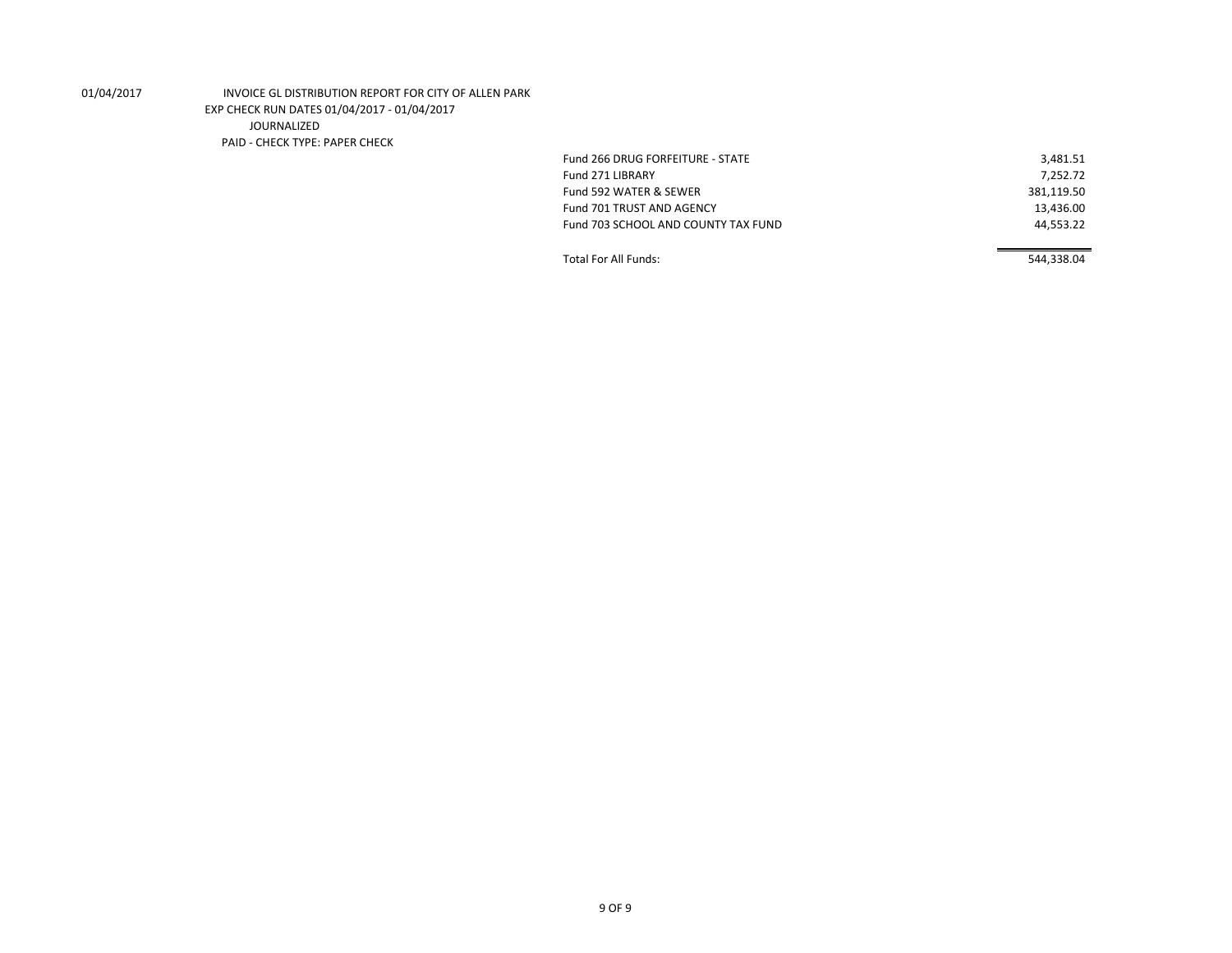01/04/2017 INVOICE GL DISTRIBUTION REPORT FOR CITY OF ALLEN PARK

EXP CHECK RUN DATES 01/04/2017 - 01/04/2017

JOURNALIZED

PAID - CHECK TYPE: PAPER CHECK

| | |
|---|---|
| Fund 266 DRUG FORFEITURE - STATE | 3,481.51 |
| Fund 271 LIBRARY | 7,252.72 |
| Fund 592 WATER & SEWER | 381,119.50 |
| Fund 701 TRUST AND AGENCY | 13,436.00 |
| Fund 703 SCHOOL AND COUNTY TAX FUND | 44,553.22 |
| Total For All Funds: | 544,338.04 |